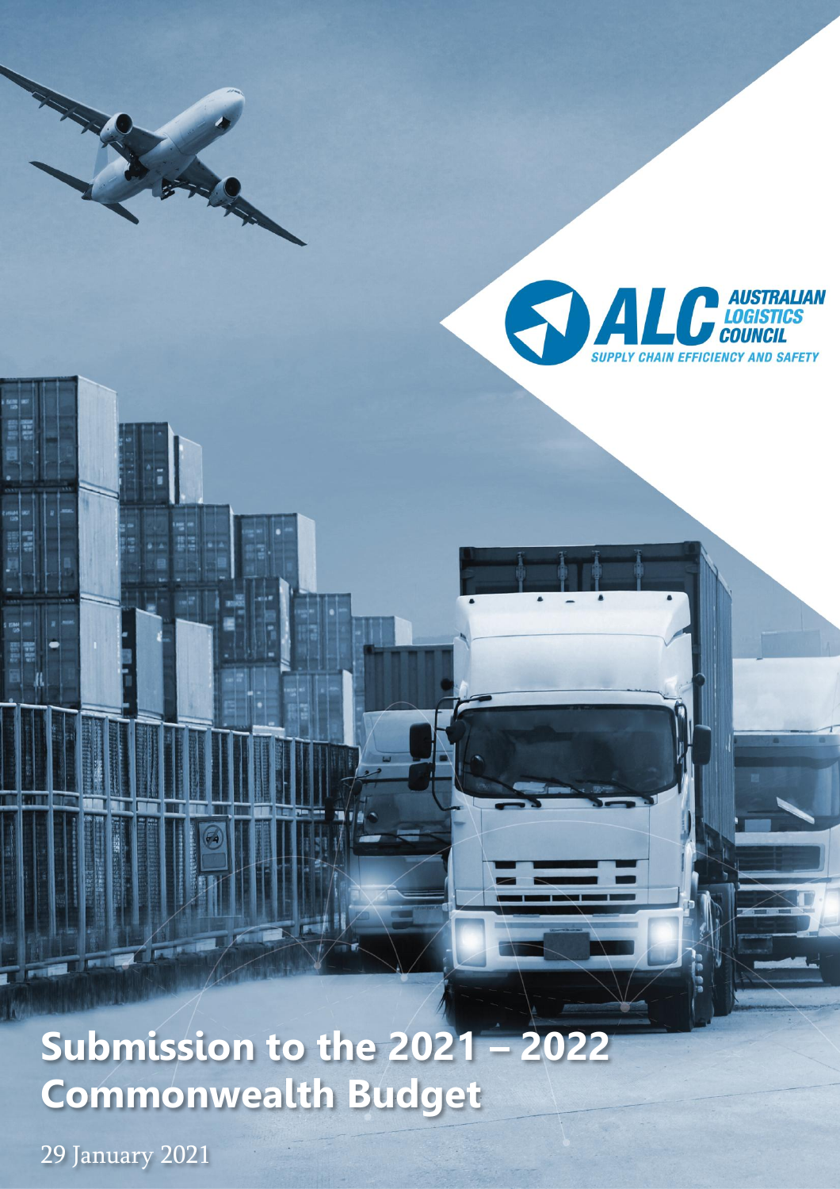AUSTRALIAN LOGISTICS COUNCIL

SUPPLY CHAIN EFFICIENCY AND SAFETY

# Submission to the 2021 – 2022 Commonwealth Budget

29 January 2021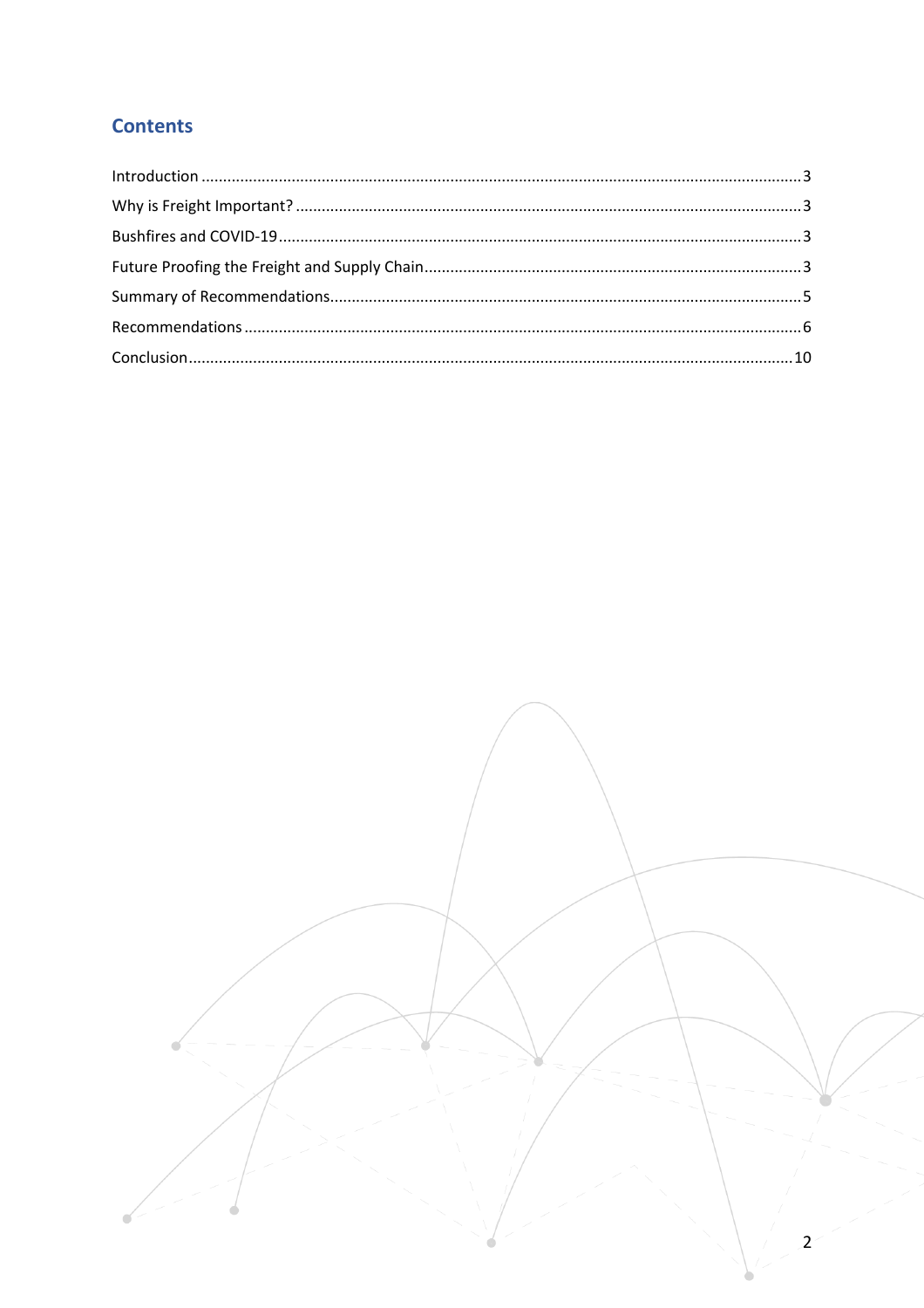## Contents

- Introduction ... 3
- Why is Freight Important? ... 3
- Bushfires and COVID-19 ... 3
- Future Proofing the Freight and Supply Chain ... 3
- Summary of Recommendations ... 5
- Recommendations ... 6
- Conclusion ... 10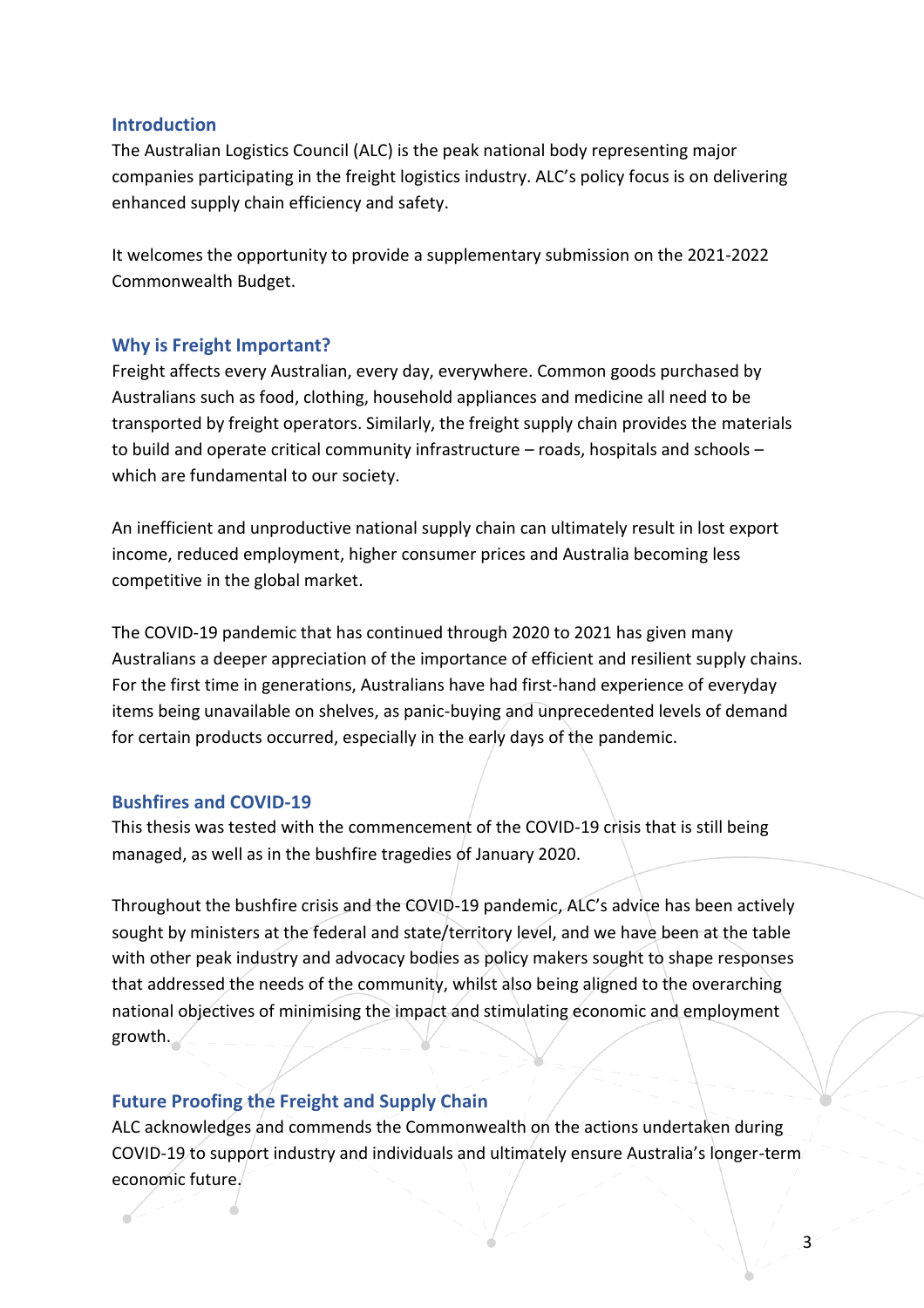## Introduction

The Australian Logistics Council (ALC) is the peak national body representing major companies participating in the freight logistics industry. ALC's policy focus is on delivering enhanced supply chain efficiency and safety.

It welcomes the opportunity to provide a supplementary submission on the 2021-2022 Commonwealth Budget.

## Why is Freight Important?

Freight affects every Australian, every day, everywhere. Common goods purchased by Australians such as food, clothing, household appliances and medicine all need to be transported by freight operators. Similarly, the freight supply chain provides the materials to build and operate critical community infrastructure – roads, hospitals and schools – which are fundamental to our society.

An inefficient and unproductive national supply chain can ultimately result in lost export income, reduced employment, higher consumer prices and Australia becoming less competitive in the global market.

The COVID-19 pandemic that has continued through 2020 to 2021 has given many Australians a deeper appreciation of the importance of efficient and resilient supply chains. For the first time in generations, Australians have had first-hand experience of everyday items being unavailable on shelves, as panic-buying and unprecedented levels of demand for certain products occurred, especially in the early days of the pandemic.

## Bushfires and COVID-19

This thesis was tested with the commencement of the COVID-19 crisis that is still being managed, as well as in the bushfire tragedies of January 2020.

Throughout the bushfire crisis and the COVID-19 pandemic, ALC's advice has been actively sought by ministers at the federal and state/territory level, and we have been at the table with other peak industry and advocacy bodies as policy makers sought to shape responses that addressed the needs of the community, whilst also being aligned to the overarching national objectives of minimising the impact and stimulating economic and employment growth.

## Future Proofing the Freight and Supply Chain

ALC acknowledges and commends the Commonwealth on the actions undertaken during COVID-19 to support industry and individuals and ultimately ensure Australia's longer-term economic future.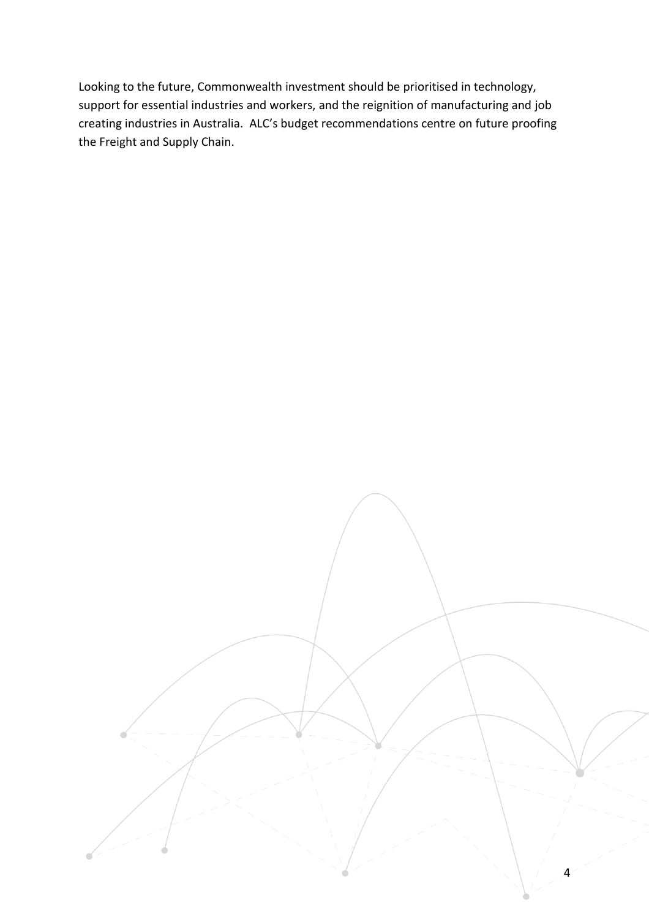Looking to the future, Commonwealth investment should be prioritised in technology, support for essential industries and workers, and the reignition of manufacturing and job creating industries in Australia.  ALC's budget recommendations centre on future proofing the Freight and Supply Chain.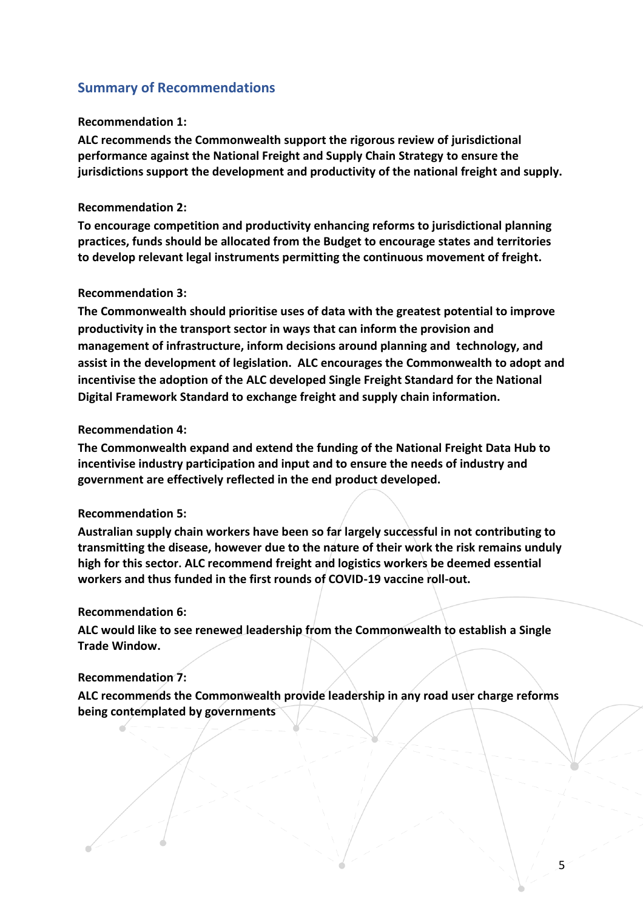## Summary of Recommendations

**Recommendation 1:**

**ALC recommends the Commonwealth support the rigorous review of jurisdictional performance against the National Freight and Supply Chain Strategy to ensure the jurisdictions support the development and productivity of the national freight and supply.**

**Recommendation 2:**

**To encourage competition and productivity enhancing reforms to jurisdictional planning practices, funds should be allocated from the Budget to encourage states and territories to develop relevant legal instruments permitting the continuous movement of freight.**

**Recommendation 3:**

**The Commonwealth should prioritise uses of data with the greatest potential to improve productivity in the transport sector in ways that can inform the provision and management of infrastructure, inform decisions around planning and technology, and assist in the development of legislation. ALC encourages the Commonwealth to adopt and incentivise the adoption of the ALC developed Single Freight Standard for the National Digital Framework Standard to exchange freight and supply chain information.**

**Recommendation 4:**

**The Commonwealth expand and extend the funding of the National Freight Data Hub to incentivise industry participation and input and to ensure the needs of industry and government are effectively reflected in the end product developed.**

**Recommendation 5:**

**Australian supply chain workers have been so far largely successful in not contributing to transmitting the disease, however due to the nature of their work the risk remains unduly high for this sector. ALC recommend freight and logistics workers be deemed essential workers and thus funded in the first rounds of COVID-19 vaccine roll-out.**

**Recommendation 6:**

**ALC would like to see renewed leadership from the Commonwealth to establish a Single Trade Window.**

**Recommendation 7:**

**ALC recommends the Commonwealth provide leadership in any road user charge reforms being contemplated by governments**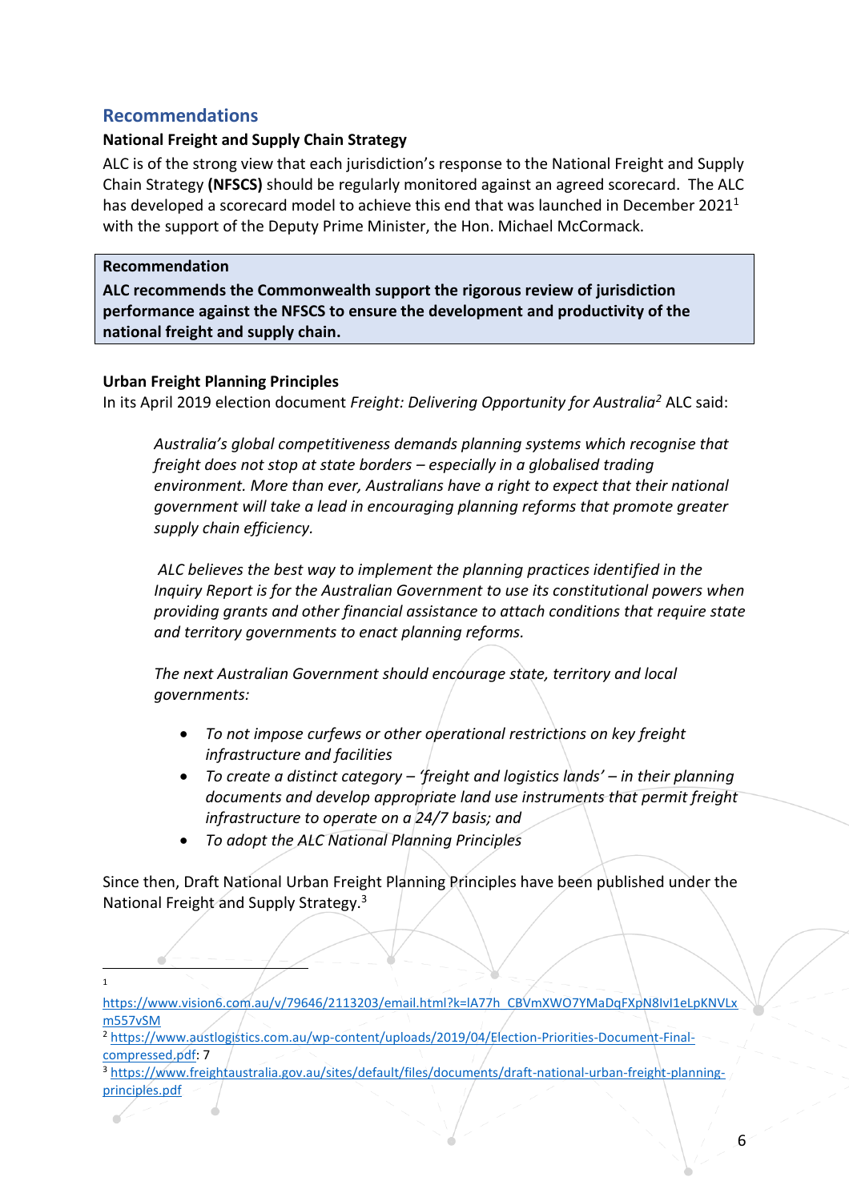## Recommendations

### National Freight and Supply Chain Strategy

ALC is of the strong view that each jurisdiction's response to the National Freight and Supply Chain Strategy **(NFSCS)** should be regularly monitored against an agreed scorecard. The ALC has developed a scorecard model to achieve this end that was launched in December 2021[1] with the support of the Deputy Prime Minister, the Hon. Michael McCormack.

> **Recommendation**
>
> **ALC recommends the Commonwealth support the rigorous review of jurisdiction performance against the NFSCS to ensure the development and productivity of the national freight and supply chain.**

### Urban Freight Planning Principles

In its April 2019 election document *Freight: Delivering Opportunity for Australia*[2] ALC said:

> *Australia's global competitiveness demands planning systems which recognise that freight does not stop at state borders – especially in a globalised trading environment. More than ever, Australians have a right to expect that their national government will take a lead in encouraging planning reforms that promote greater supply chain efficiency.*
>
> *ALC believes the best way to implement the planning practices identified in the Inquiry Report is for the Australian Government to use its constitutional powers when providing grants and other financial assistance to attach conditions that require state and territory governments to enact planning reforms.*
>
> *The next Australian Government should encourage state, territory and local governments:*
>
> - *To not impose curfews or other operational restrictions on key freight infrastructure and facilities*
> - *To create a distinct category – 'freight and logistics lands' – in their planning documents and develop appropriate land use instruments that permit freight infrastructure to operate on a 24/7 basis; and*
> - *To adopt the ALC National Planning Principles*

Since then, Draft National Urban Freight Planning Principles have been published under the National Freight and Supply Strategy.[3]

---

[1] https://www.vision6.com.au/v/79646/2113203/email.html?k=lA77h_CBVmXWO7YMaDqFXpN8lvl1eLpKNVLxm557vSM

[2] https://www.austlogistics.com.au/wp-content/uploads/2019/04/Election-Priorities-Document-Final-compressed.pdf: 7

[3] https://www.freightaustralia.gov.au/sites/default/files/documents/draft-national-urban-freight-planning-principles.pdf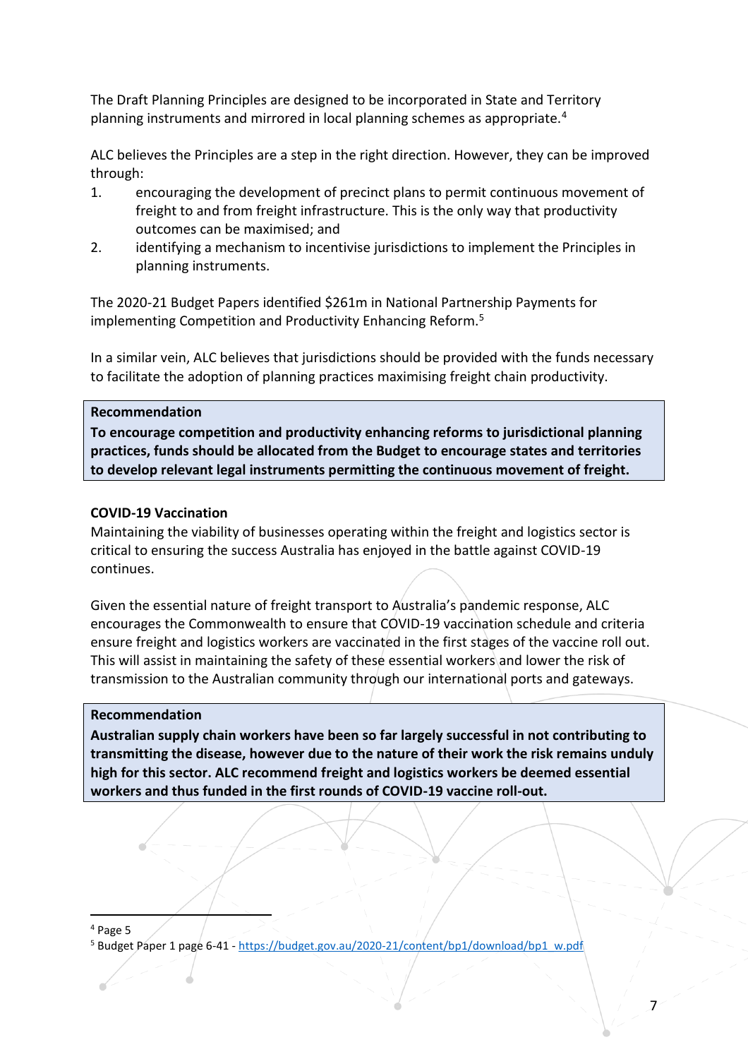The Draft Planning Principles are designed to be incorporated in State and Territory planning instruments and mirrored in local planning schemes as appropriate.[4]

ALC believes the Principles are a step in the right direction. However, they can be improved through:

1. encouraging the development of precinct plans to permit continuous movement of freight to and from freight infrastructure. This is the only way that productivity outcomes can be maximised; and
2. identifying a mechanism to incentivise jurisdictions to implement the Principles in planning instruments.

The 2020-21 Budget Papers identified $261m in National Partnership Payments for implementing Competition and Productivity Enhancing Reform.[5]

In a similar vein, ALC believes that jurisdictions should be provided with the funds necessary to facilitate the adoption of planning practices maximising freight chain productivity.

**Recommendation**

**To encourage competition and productivity enhancing reforms to jurisdictional planning practices, funds should be allocated from the Budget to encourage states and territories to develop relevant legal instruments permitting the continuous movement of freight.**

**COVID-19 Vaccination**

Maintaining the viability of businesses operating within the freight and logistics sector is critical to ensuring the success Australia has enjoyed in the battle against COVID-19 continues.

Given the essential nature of freight transport to Australia's pandemic response, ALC encourages the Commonwealth to ensure that COVID-19 vaccination schedule and criteria ensure freight and logistics workers are vaccinated in the first stages of the vaccine roll out. This will assist in maintaining the safety of these essential workers and lower the risk of transmission to the Australian community through our international ports and gateways.

**Recommendation**

**Australian supply chain workers have been so far largely successful in not contributing to transmitting the disease, however due to the nature of their work the risk remains unduly high for this sector. ALC recommend freight and logistics workers be deemed essential workers and thus funded in the first rounds of COVID-19 vaccine roll-out.**

---

[4] Page 5

[5] Budget Paper 1 page 6-41 - https://budget.gov.au/2020-21/content/bp1/download/bp1_w.pdf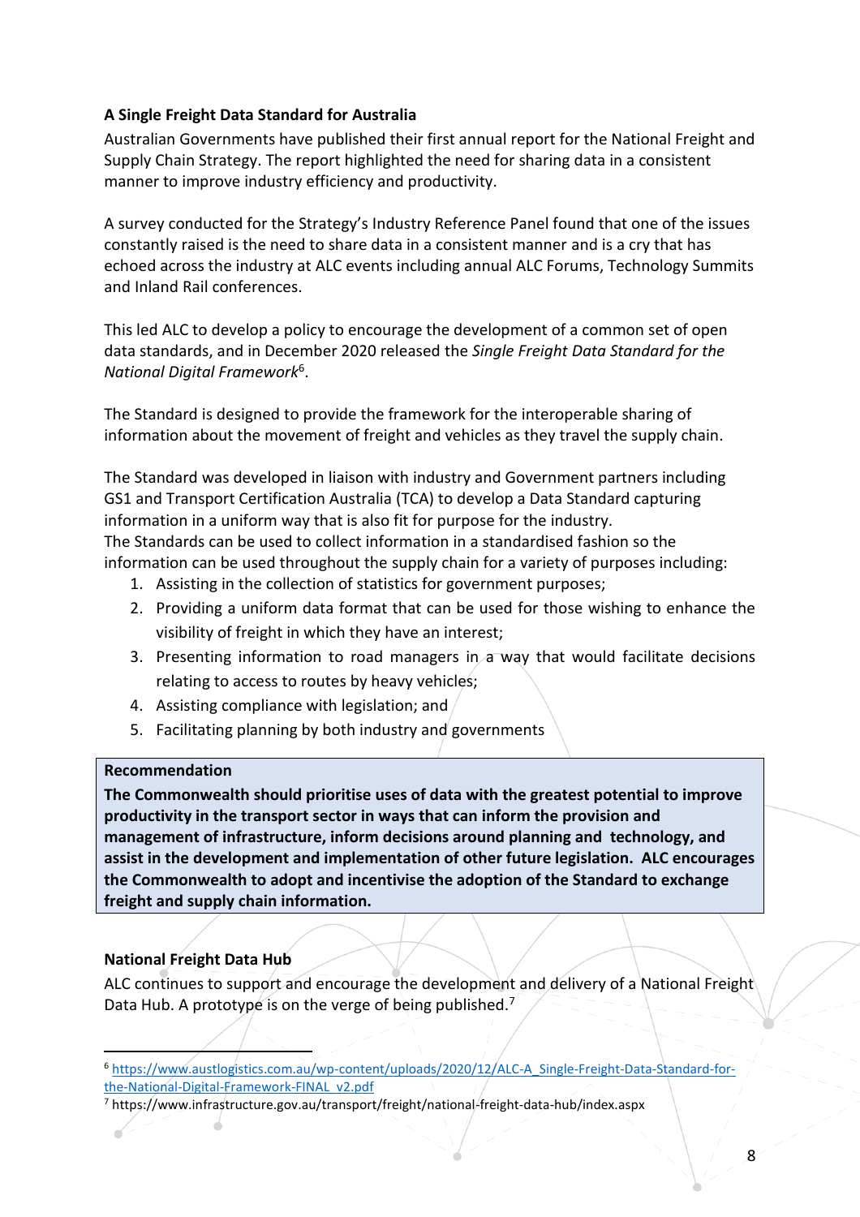### A Single Freight Data Standard for Australia

Australian Governments have published their first annual report for the National Freight and Supply Chain Strategy. The report highlighted the need for sharing data in a consistent manner to improve industry efficiency and productivity.

A survey conducted for the Strategy's Industry Reference Panel found that one of the issues constantly raised is the need to share data in a consistent manner and is a cry that has echoed across the industry at ALC events including annual ALC Forums, Technology Summits and Inland Rail conferences.

This led ALC to develop a policy to encourage the development of a common set of open data standards, and in December 2020 released the *Single Freight Data Standard for the National Digital Framework*[6].

The Standard is designed to provide the framework for the interoperable sharing of information about the movement of freight and vehicles as they travel the supply chain.

The Standard was developed in liaison with industry and Government partners including GS1 and Transport Certification Australia (TCA) to develop a Data Standard capturing information in a uniform way that is also fit for purpose for the industry.
The Standards can be used to collect information in a standardised fashion so the information can be used throughout the supply chain for a variety of purposes including:

1. Assisting in the collection of statistics for government purposes;
2. Providing a uniform data format that can be used for those wishing to enhance the visibility of freight in which they have an interest;
3. Presenting information to road managers in a way that would facilitate decisions relating to access to routes by heavy vehicles;
4. Assisting compliance with legislation; and
5. Facilitating planning by both industry and governments

**Recommendation**

**The Commonwealth should prioritise uses of data with the greatest potential to improve productivity in the transport sector in ways that can inform the provision and management of infrastructure, inform decisions around planning and technology, and assist in the development and implementation of other future legislation. ALC encourages the Commonwealth to adopt and incentivise the adoption of the Standard to exchange freight and supply chain information.**

### National Freight Data Hub

ALC continues to support and encourage the development and delivery of a National Freight Data Hub. A prototype is on the verge of being published.[7]

---

[6] https://www.austlogistics.com.au/wp-content/uploads/2020/12/ALC-A_Single-Freight-Data-Standard-for-the-National-Digital-Framework-FINAL_v2.pdf

[7] https://www.infrastructure.gov.au/transport/freight/national-freight-data-hub/index.aspx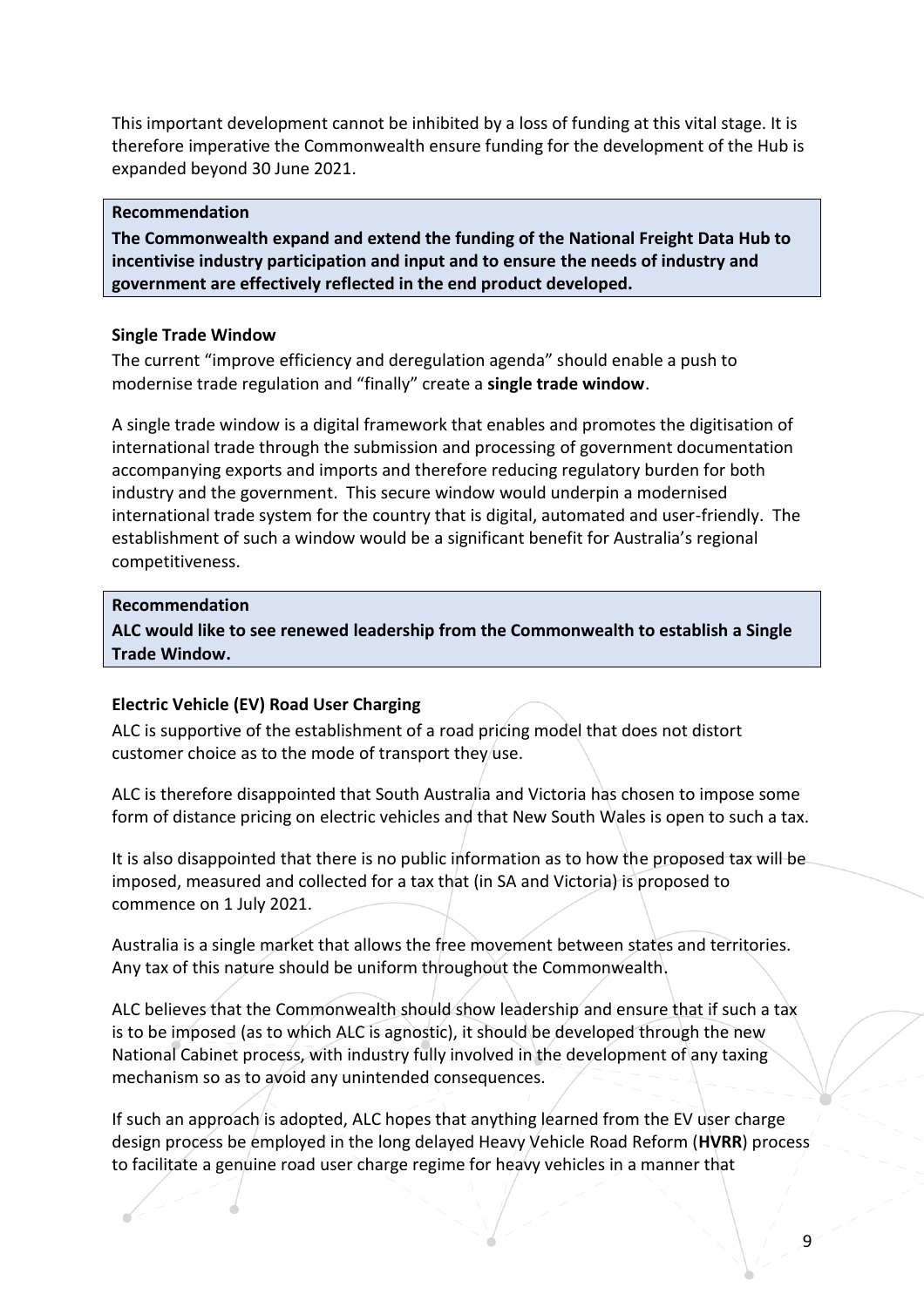This important development cannot be inhibited by a loss of funding at this vital stage. It is therefore imperative the Commonwealth ensure funding for the development of the Hub is expanded beyond 30 June 2021.

> **Recommendation**
>
> **The Commonwealth expand and extend the funding of the National Freight Data Hub to incentivise industry participation and input and to ensure the needs of industry and government are effectively reflected in the end product developed.**

### Single Trade Window

The current "improve efficiency and deregulation agenda" should enable a push to modernise trade regulation and "finally" create a **single trade window**.

A single trade window is a digital framework that enables and promotes the digitisation of international trade through the submission and processing of government documentation accompanying exports and imports and therefore reducing regulatory burden for both industry and the government. This secure window would underpin a modernised international trade system for the country that is digital, automated and user-friendly. The establishment of such a window would be a significant benefit for Australia's regional competitiveness.

> **Recommendation**
>
> **ALC would like to see renewed leadership from the Commonwealth to establish a Single Trade Window.**

### Electric Vehicle (EV) Road User Charging

ALC is supportive of the establishment of a road pricing model that does not distort customer choice as to the mode of transport they use.

ALC is therefore disappointed that South Australia and Victoria has chosen to impose some form of distance pricing on electric vehicles and that New South Wales is open to such a tax.

It is also disappointed that there is no public information as to how the proposed tax will be imposed, measured and collected for a tax that (in SA and Victoria) is proposed to commence on 1 July 2021.

Australia is a single market that allows the free movement between states and territories. Any tax of this nature should be uniform throughout the Commonwealth.

ALC believes that the Commonwealth should show leadership and ensure that if such a tax is to be imposed (as to which ALC is agnostic), it should be developed through the new National Cabinet process, with industry fully involved in the development of any taxing mechanism so as to avoid any unintended consequences.

If such an approach is adopted, ALC hopes that anything learned from the EV user charge design process be employed in the long delayed Heavy Vehicle Road Reform (**HVRR**) process to facilitate a genuine road user charge regime for heavy vehicles in a manner that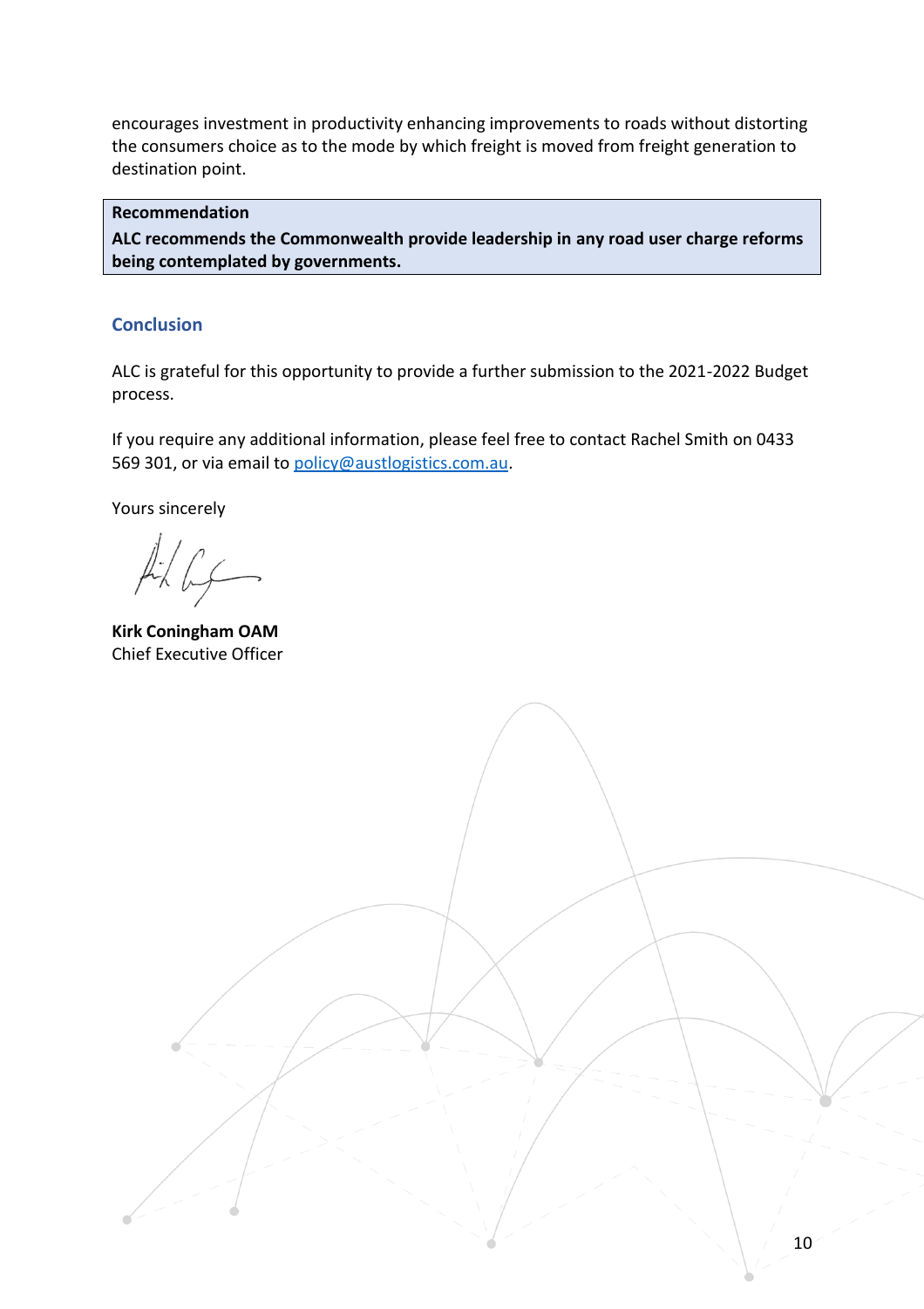encourages investment in productivity enhancing improvements to roads without distorting the consumers choice as to the mode by which freight is moved from freight generation to destination point.

> **Recommendation**
>
> **ALC recommends the Commonwealth provide leadership in any road user charge reforms being contemplated by governments.**

## Conclusion

ALC is grateful for this opportunity to provide a further submission to the 2021-2022 Budget process.

If you require any additional information, please feel free to contact Rachel Smith on 0433 569 301, or via email to policy@austlogistics.com.au.

Yours sincerely

**Kirk Coningham OAM**
Chief Executive Officer